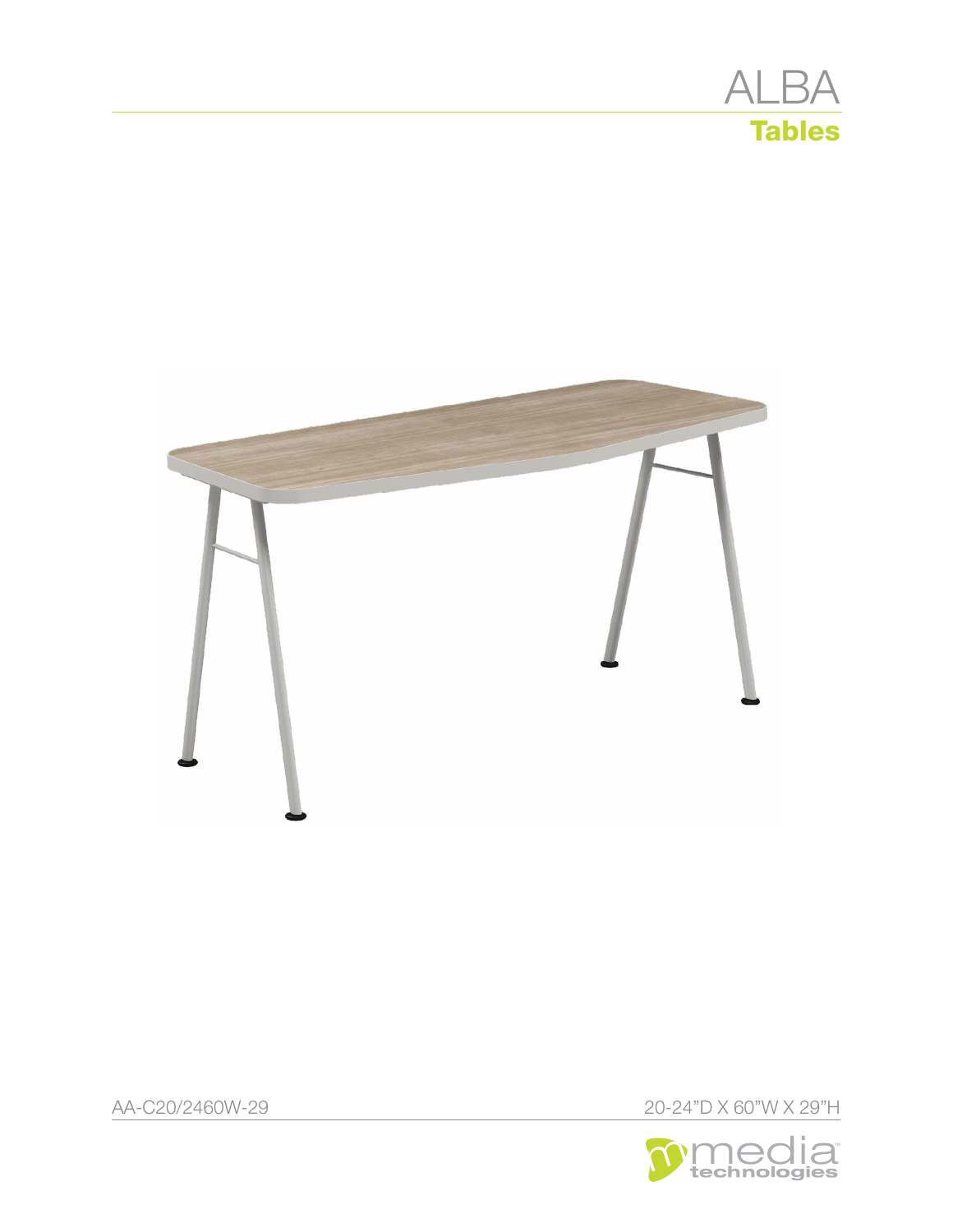# ALBA

## Tables

AA-C20/2460W-29

20-24"D X 60"W X 29"H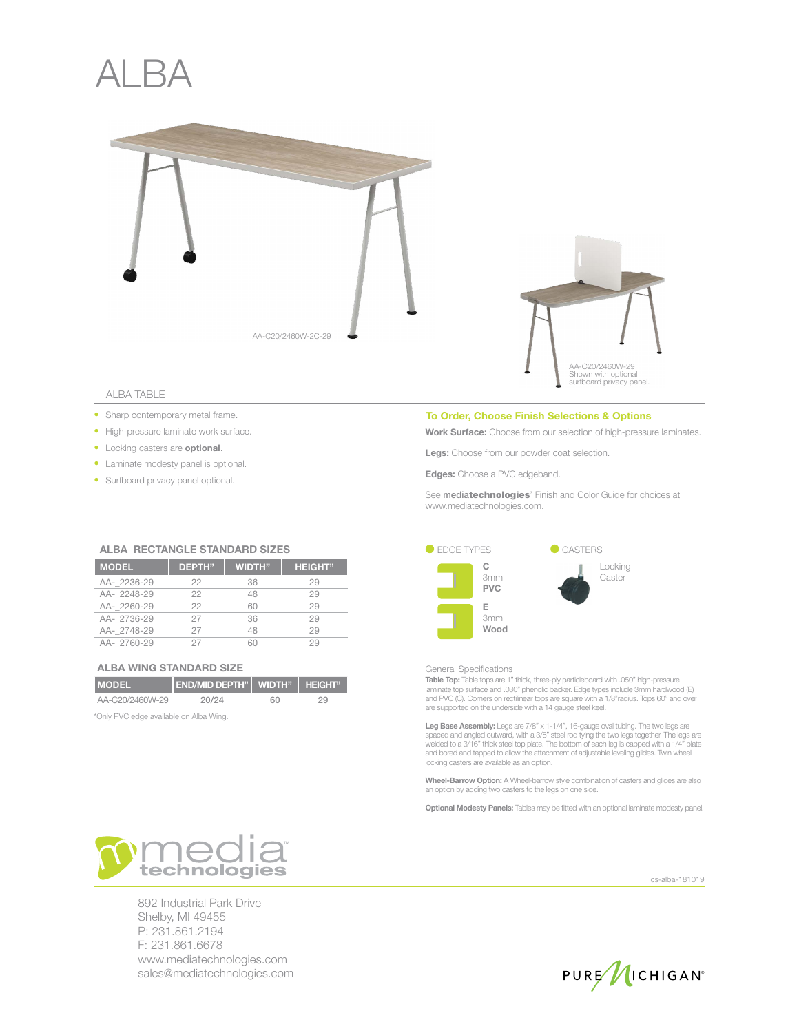# ALBA

AA-C20/2460W-2C-29

AA-C20/2460W-29
Shown with optional surfboard privacy panel.

## ALBA TABLE

- Sharp contemporary metal frame.
- High-pressure laminate work surface.
- Locking casters are **optional**.
- Laminate modesty panel is optional.
- Surfboard privacy panel optional.

### To Order, Choose Finish Selections & Options

**Work Surface:** Choose from our selection of high-pressure laminates.

**Legs:** Choose from our powder coat selection.

**Edges:** Choose a PVC edgeband.

See media**technologies**' Finish and Color Guide for choices at www.mediatechnologies.com.

### ALBA RECTANGLE STANDARD SIZES

| MODEL | DEPTH" | WIDTH" | HEIGHT" |
|---|---|---|---|
| AA-_2236-29 | 22 | 36 | 29 |
| AA-_2248-29 | 22 | 48 | 29 |
| AA-_2260-29 | 22 | 60 | 29 |
| AA-_2736-29 | 27 | 36 | 29 |
| AA-_2748-29 | 27 | 48 | 29 |
| AA-_2760-29 | 27 | 60 | 29 |

### ALBA WING STANDARD SIZE

| MODEL | END/MID DEPTH" | WIDTH" | HEIGHT" |
|---|---|---|---|
| AA-C20/2460W-29 | 20/24 | 60 | 29 |

*Only PVC edge available on Alba Wing.

### EDGE TYPES

C
3mm
**PVC**

E
3mm
**Wood**

### CASTERS

Locking Caster

General Specifications

**Table Top:** Table tops are 1" thick, three-ply particleboard with .050" high-pressure laminate top surface and .030" phenolic backer. Edge types include 3mm hardwood (E) and PVC (C). Corners on rectilinear tops are square with a 1/8"radius. Tops 60" and over are supported on the underside with a 14 gauge steel keel.

**Leg Base Assembly:** Legs are 7/8" x 1-1/4", 16-gauge oval tubing. The two legs are spaced and angled outward, with a 3/8" steel rod tying the two legs together. The legs are welded to a 3/16" thick steel top plate. The bottom of each leg is capped with a 1/4" plate and bored and tapped to allow the attachment of adjustable leveling glides. Twin wheel locking casters are available as an option.

**Wheel-Barrow Option:** A Wheel-barrow style combination of casters and glides are also an option by adding two casters to the legs on one side.

**Optional Modesty Panels:** Tables may be fitted with an optional laminate modesty panel.

media technologies™

cs-alba-181019

892 Industrial Park Drive
Shelby, MI 49455
P: 231.861.2194
F: 231.861.6678
www.mediatechnologies.com
sales@mediatechnologies.com

PURE MICHIGAN®